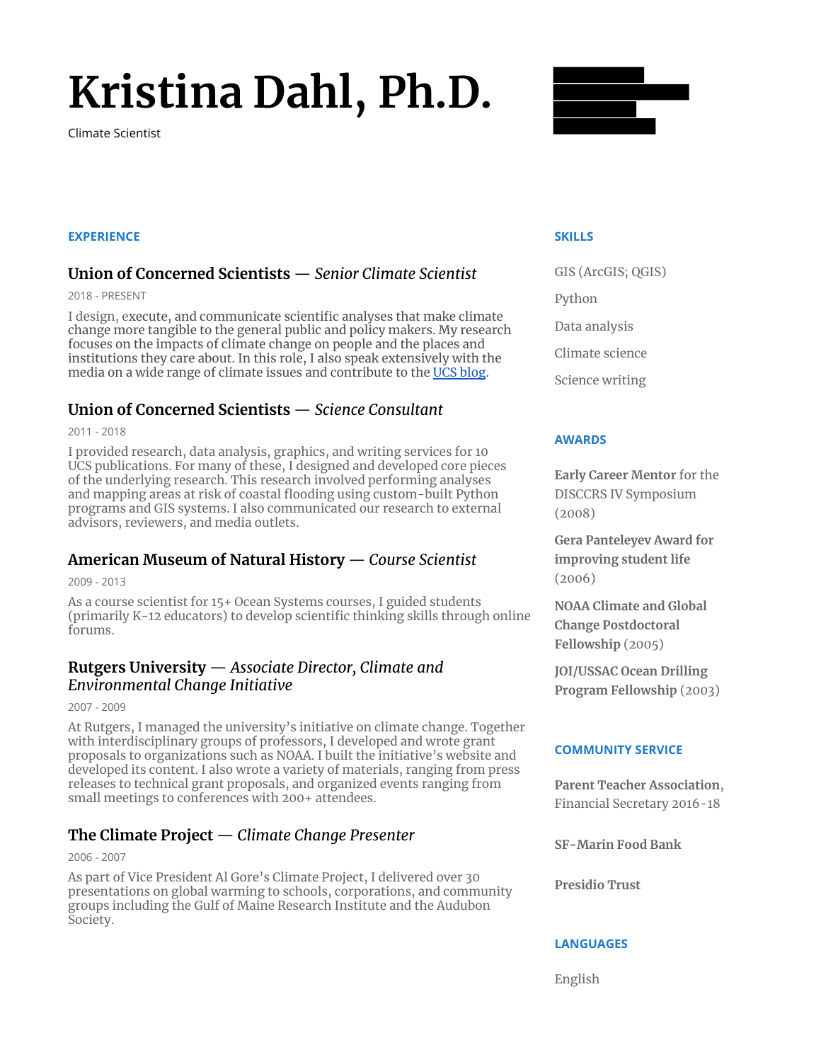# Kristina Dahl, Ph.D.

Climate Scientist

## EXPERIENCE

### Union of Concerned Scientists — *Senior Climate Scientist*

2018 - PRESENT

I design, execute, and communicate scientific analyses that make climate change more tangible to the general public and policy makers. My research focuses on the impacts of climate change on people and the places and institutions they care about. In this role, I also speak extensively with the media on a wide range of climate issues and contribute to the UCS blog.

### Union of Concerned Scientists — *Science Consultant*

2011 - 2018

I provided research, data analysis, graphics, and writing services for 10 UCS publications. For many of these, I designed and developed core pieces of the underlying research. This research involved performing analyses and mapping areas at risk of coastal flooding using custom-built Python programs and GIS systems. I also communicated our research to external advisors, reviewers, and media outlets.

### American Museum of Natural History — *Course Scientist*

2009 - 2013

As a course scientist for 15+ Ocean Systems courses, I guided students (primarily K-12 educators) to develop scientific thinking skills through online forums.

### Rutgers University — *Associate Director, Climate and Environmental Change Initiative*

2007 - 2009

At Rutgers, I managed the university's initiative on climate change. Together with interdisciplinary groups of professors, I developed and wrote grant proposals to organizations such as NOAA. I built the initiative's website and developed its content. I also wrote a variety of materials, ranging from press releases to technical grant proposals, and organized events ranging from small meetings to conferences with 200+ attendees.

### The Climate Project — *Climate Change Presenter*

2006 - 2007

As part of Vice President Al Gore's Climate Project, I delivered over 30 presentations on global warming to schools, corporations, and community groups including the Gulf of Maine Research Institute and the Audubon Society.

## SKILLS

- GIS (ArcGIS; QGIS)
- Python
- Data analysis
- Climate science
- Science writing

## AWARDS

**Early Career Mentor** for the DISCCRS IV Symposium (2008)

**Gera Panteleyev Award for improving student life** (2006)

**NOAA Climate and Global Change Postdoctoral Fellowship** (2005)

**JOI/USSAC Ocean Drilling Program Fellowship** (2003)

## COMMUNITY SERVICE

**Parent Teacher Association**, Financial Secretary 2016-18

**SF-Marin Food Bank**

**Presidio Trust**

## LANGUAGES

English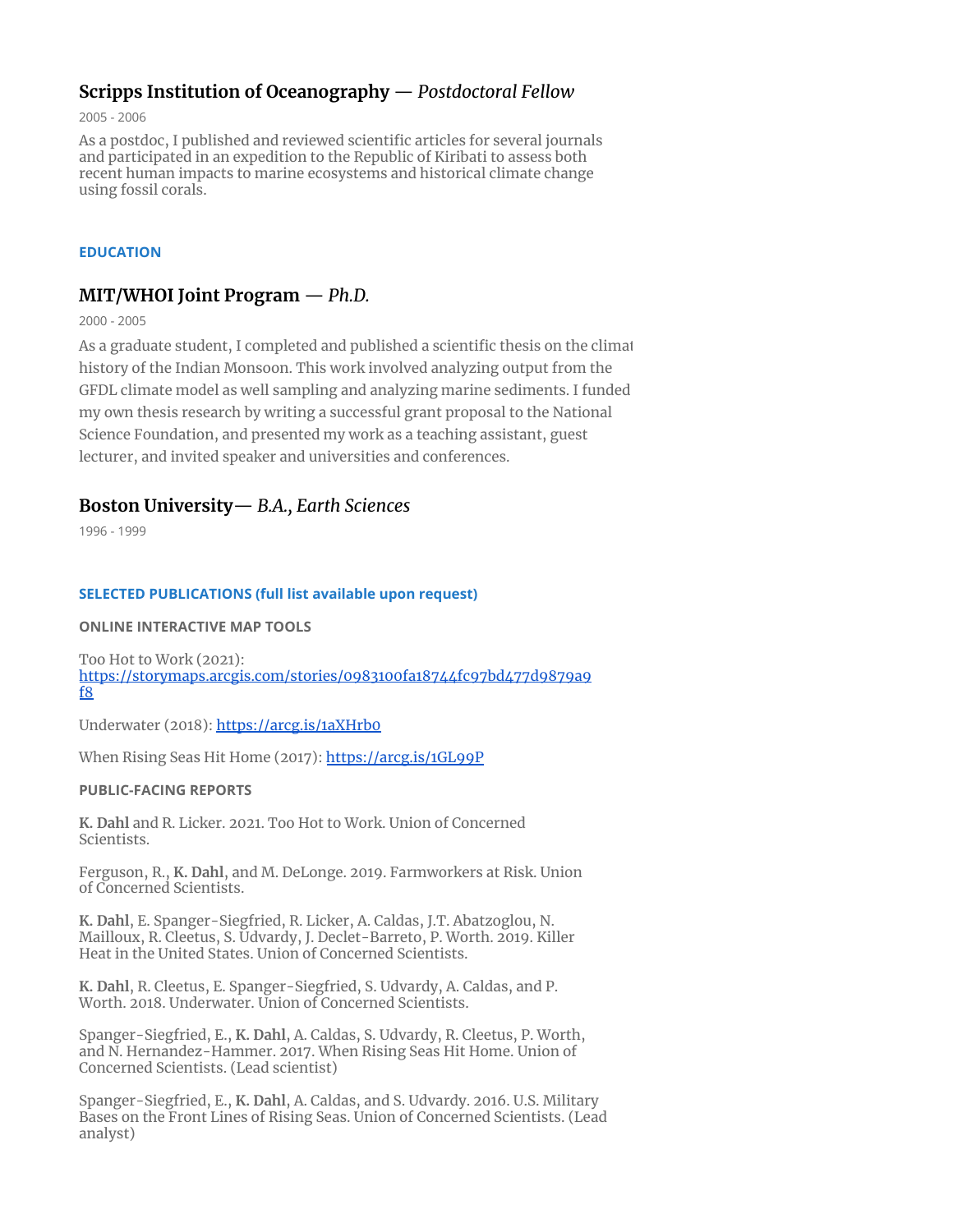### **Scripps Institution of Oceanography** — *Postdoctoral Fellow*

2005 - 2006

As a postdoc, I published and reviewed scientific articles for several journals and participated in an expedition to the Republic of Kiribati to assess both recent human impacts to marine ecosystems and historical climate change using fossil corals.

## EDUCATION

### **MIT/WHOI Joint Program** — *Ph.D.*

2000 - 2005

As a graduate student, I completed and published a scientific thesis on the climat history of the Indian Monsoon. This work involved analyzing output from the GFDL climate model as well sampling and analyzing marine sediments. I funded my own thesis research by writing a successful grant proposal to the National Science Foundation, and presented my work as a teaching assistant, guest lecturer, and invited speaker and universities and conferences.

### **Boston University**— *B.A., Earth Sciences*

1996 - 1999

## SELECTED PUBLICATIONS (full list available upon request)

#### ONLINE INTERACTIVE MAP TOOLS

Too Hot to Work (2021): https://storymaps.arcgis.com/stories/0983100fa18744fc97bd477d9879a9f8

Underwater (2018): https://arcg.is/1aXHrb0

When Rising Seas Hit Home (2017): https://arcg.is/1GL99P

#### PUBLIC-FACING REPORTS

**K. Dahl** and R. Licker. 2021. Too Hot to Work. Union of Concerned Scientists.

Ferguson, R., **K. Dahl**, and M. DeLonge. 2019. Farmworkers at Risk. Union of Concerned Scientists.

**K. Dahl**, E. Spanger-Siegfried, R. Licker, A. Caldas, J.T. Abatzoglou, N. Mailloux, R. Cleetus, S. Udvardy, J. Declet-Barreto, P. Worth. 2019. Killer Heat in the United States. Union of Concerned Scientists.

**K. Dahl**, R. Cleetus, E. Spanger-Siegfried, S. Udvardy, A. Caldas, and P. Worth. 2018. Underwater. Union of Concerned Scientists.

Spanger-Siegfried, E., **K. Dahl**, A. Caldas, S. Udvardy, R. Cleetus, P. Worth, and N. Hernandez-Hammer. 2017. When Rising Seas Hit Home. Union of Concerned Scientists. (Lead scientist)

Spanger-Siegfried, E., **K. Dahl**, A. Caldas, and S. Udvardy. 2016. U.S. Military Bases on the Front Lines of Rising Seas. Union of Concerned Scientists. (Lead analyst)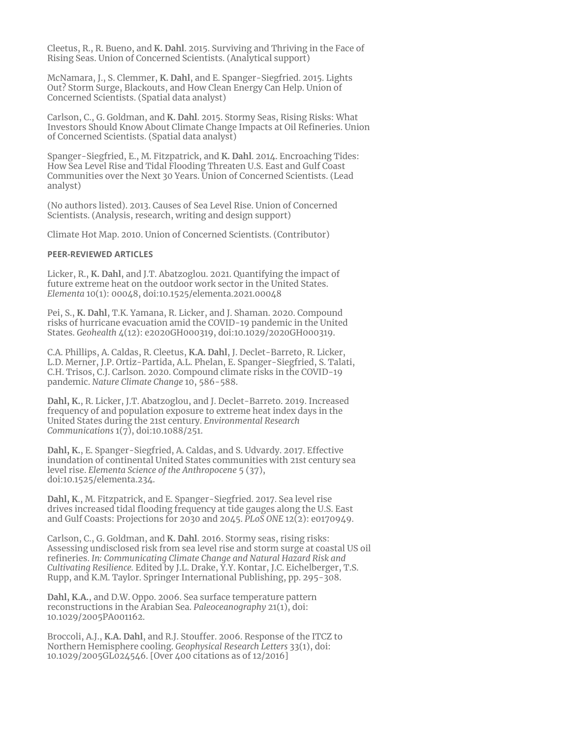Cleetus, R., R. Bueno, and **K. Dahl**. 2015. Surviving and Thriving in the Face of Rising Seas. Union of Concerned Scientists. (Analytical support)

McNamara, J., S. Clemmer, **K. Dahl**, and E. Spanger-Siegfried. 2015. Lights Out? Storm Surge, Blackouts, and How Clean Energy Can Help. Union of Concerned Scientists. (Spatial data analyst)

Carlson, C., G. Goldman, and **K. Dahl**. 2015. Stormy Seas, Rising Risks: What Investors Should Know About Climate Change Impacts at Oil Refineries. Union of Concerned Scientists. (Spatial data analyst)

Spanger-Siegfried, E., M. Fitzpatrick, and **K. Dahl**. 2014. Encroaching Tides: How Sea Level Rise and Tidal Flooding Threaten U.S. East and Gulf Coast Communities over the Next 30 Years. Union of Concerned Scientists. (Lead analyst)

(No authors listed). 2013. Causes of Sea Level Rise. Union of Concerned Scientists. (Analysis, research, writing and design support)

Climate Hot Map. 2010. Union of Concerned Scientists. (Contributor)

### PEER-REVIEWED ARTICLES

Licker, R., **K. Dahl**, and J.T. Abatzoglou. 2021. Quantifying the impact of future extreme heat on the outdoor work sector in the United States. *Elementa* 10(1): 00048, doi:10.1525/elementa.2021.00048

Pei, S., **K. Dahl**, T.K. Yamana, R. Licker, and J. Shaman. 2020. Compound risks of hurricane evacuation amid the COVID-19 pandemic in the United States. *Geohealth* 4(12): e2020GH000319, doi:10.1029/2020GH000319.

C.A. Phillips, A. Caldas, R. Cleetus, **K.A. Dahl**, J. Declet-Barreto, R. Licker, L.D. Merner, J.P. Ortiz-Partida, A.L. Phelan, E. Spanger-Siegfried, S. Talati, C.H. Trisos, C.J. Carlson. 2020. Compound climate risks in the COVID-19 pandemic. *Nature Climate Change* 10, 586-588.

**Dahl, K.**, R. Licker, J.T. Abatzoglou, and J. Declet-Barreto. 2019. Increased frequency of and population exposure to extreme heat index days in the United States during the 21st century. *Environmental Research Communications* 1(7), doi:10.1088/251.

**Dahl, K.**, E. Spanger-Siegfried, A. Caldas, and S. Udvardy. 2017. Effective inundation of continental United States communities with 21st century sea level rise. *Elementa Science of the Anthropocene* 5 (37), doi:10.1525/elementa.234.

**Dahl, K.**, M. Fitzpatrick, and E. Spanger-Siegfried. 2017. Sea level rise drives increased tidal flooding frequency at tide gauges along the U.S. East and Gulf Coasts: Projections for 2030 and 2045. *PLoS ONE* 12(2): e0170949.

Carlson, C., G. Goldman, and **K. Dahl**. 2016. Stormy seas, rising risks: Assessing undisclosed risk from sea level rise and storm surge at coastal US oil refineries. *In: Communicating Climate Change and Natural Hazard Risk and Cultivating Resilience.* Edited by J.L. Drake, Y.Y. Kontar, J.C. Eichelberger, T.S. Rupp, and K.M. Taylor. Springer International Publishing, pp. 295-308.

**Dahl, K.A.**, and D.W. Oppo. 2006. Sea surface temperature pattern reconstructions in the Arabian Sea. *Paleoceanography* 21(1), doi: 10.1029/2005PA001162.

Broccoli, A.J., **K.A. Dahl**, and R.J. Stouffer. 2006. Response of the ITCZ to Northern Hemisphere cooling. *Geophysical Research Letters* 33(1), doi: 10.1029/2005GL024546. [Over 400 citations as of 12/2016]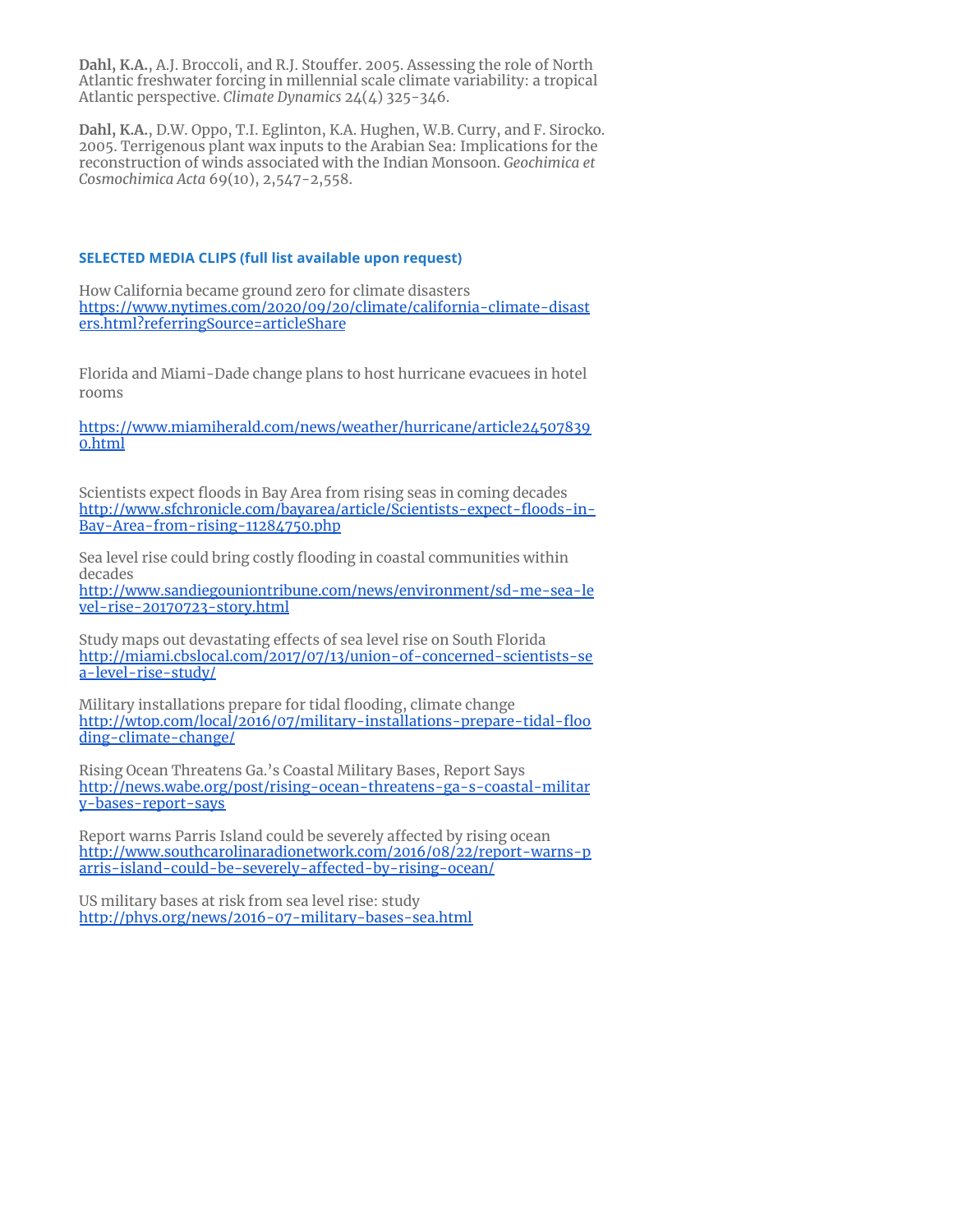**Dahl, K.A.**, A.J. Broccoli, and R.J. Stouffer. 2005. Assessing the role of North Atlantic freshwater forcing in millennial scale climate variability: a tropical Atlantic perspective. *Climate Dynamics* 24(4) 325-346.

**Dahl, K.A.**, D.W. Oppo, T.I. Eglinton, K.A. Hughen, W.B. Curry, and F. Sirocko. 2005. Terrigenous plant wax inputs to the Arabian Sea: Implications for the reconstruction of winds associated with the Indian Monsoon. *Geochimica et Cosmochimica Acta* 69(10), 2,547-2,558.

## SELECTED MEDIA CLIPS (full list available upon request)

How California became ground zero for climate disasters
https://www.nytimes.com/2020/09/20/climate/california-climate-disasters.html?referringSource=articleShare

Florida and Miami-Dade change plans to host hurricane evacuees in hotel rooms

https://www.miamiherald.com/news/weather/hurricane/article245078390.html

Scientists expect floods in Bay Area from rising seas in coming decades
http://www.sfchronicle.com/bayarea/article/Scientists-expect-floods-in-Bay-Area-from-rising-11284750.php

Sea level rise could bring costly flooding in coastal communities within decades
http://www.sandiegouniontribune.com/news/environment/sd-me-sea-level-rise-20170723-story.html

Study maps out devastating effects of sea level rise on South Florida
http://miami.cbslocal.com/2017/07/13/union-of-concerned-scientists-sea-level-rise-study/

Military installations prepare for tidal flooding, climate change
http://wtop.com/local/2016/07/military-installations-prepare-tidal-flooding-climate-change/

Rising Ocean Threatens Ga.'s Coastal Military Bases, Report Says
http://news.wabe.org/post/rising-ocean-threatens-ga-s-coastal-military-bases-report-says

Report warns Parris Island could be severely affected by rising ocean
http://www.southcarolinaradionetwork.com/2016/08/22/report-warns-parris-island-could-be-severely-affected-by-rising-ocean/

US military bases at risk from sea level rise: study
http://phys.org/news/2016-07-military-bases-sea.html